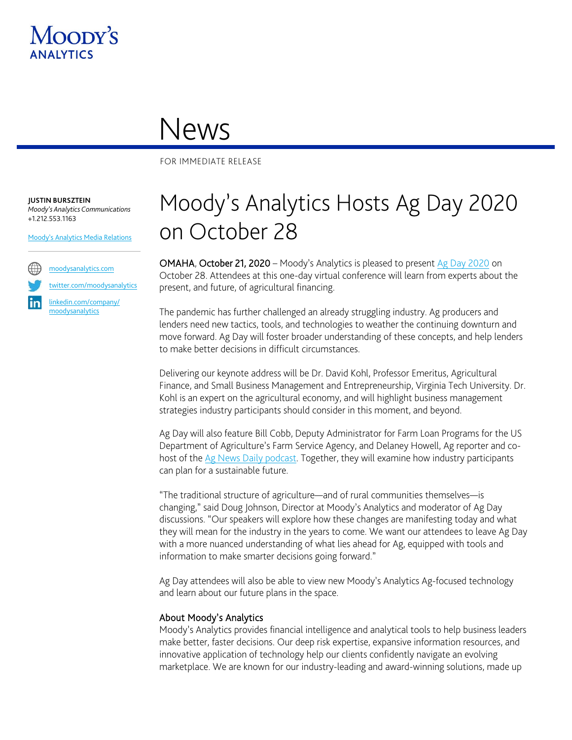Moody's Analytics

# News

FOR IMMEDIATE RELEASE

**JUSTIN BURSZTEIN**
*Moody's Analytics Communications*
+1.212.553.1163

Moody's Analytics Media Relations

moodysanalytics.com
twitter.com/moodysanalytics
linkedin.com/company/moodysanalytics

# Moody's Analytics Hosts Ag Day 2020 on October 28

**OMAHA, October 21, 2020** – Moody's Analytics is pleased to present Ag Day 2020 on October 28. Attendees at this one-day virtual conference will learn from experts about the present, and future, of agricultural financing.

The pandemic has further challenged an already struggling industry. Ag producers and lenders need new tactics, tools, and technologies to weather the continuing downturn and move forward. Ag Day will foster broader understanding of these concepts, and help lenders to make better decisions in difficult circumstances.

Delivering our keynote address will be Dr. David Kohl, Professor Emeritus, Agricultural Finance, and Small Business Management and Entrepreneurship, Virginia Tech University. Dr. Kohl is an expert on the agricultural economy, and will highlight business management strategies industry participants should consider in this moment, and beyond.

Ag Day will also feature Bill Cobb, Deputy Administrator for Farm Loan Programs for the US Department of Agriculture's Farm Service Agency, and Delaney Howell, Ag reporter and co-host of the Ag News Daily podcast. Together, they will examine how industry participants can plan for a sustainable future.

"The traditional structure of agriculture—and of rural communities themselves—is changing," said Doug Johnson, Director at Moody's Analytics and moderator of Ag Day discussions. "Our speakers will explore how these changes are manifesting today and what they will mean for the industry in the years to come. We want our attendees to leave Ag Day with a more nuanced understanding of what lies ahead for Ag, equipped with tools and information to make smarter decisions going forward."

Ag Day attendees will also be able to view new Moody's Analytics Ag-focused technology and learn about our future plans in the space.

## About Moody's Analytics

Moody's Analytics provides financial intelligence and analytical tools to help business leaders make better, faster decisions. Our deep risk expertise, expansive information resources, and innovative application of technology help our clients confidently navigate an evolving marketplace. We are known for our industry-leading and award-winning solutions, made up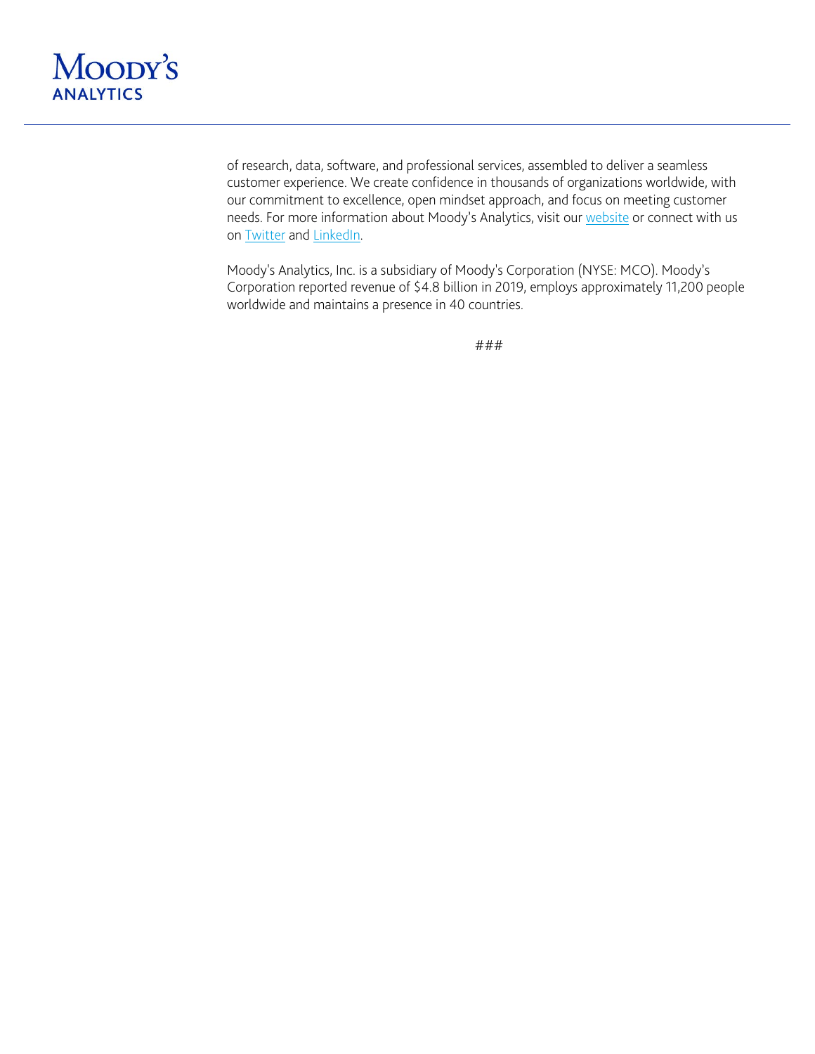of research, data, software, and professional services, assembled to deliver a seamless customer experience. We create confidence in thousands of organizations worldwide, with our commitment to excellence, open mindset approach, and focus on meeting customer needs. For more information about Moody's Analytics, visit our website or connect with us on Twitter and LinkedIn.

Moody's Analytics, Inc. is a subsidiary of Moody's Corporation (NYSE: MCO). Moody's Corporation reported revenue of $4.8 billion in 2019, employs approximately 11,200 people worldwide and maintains a presence in 40 countries.

###